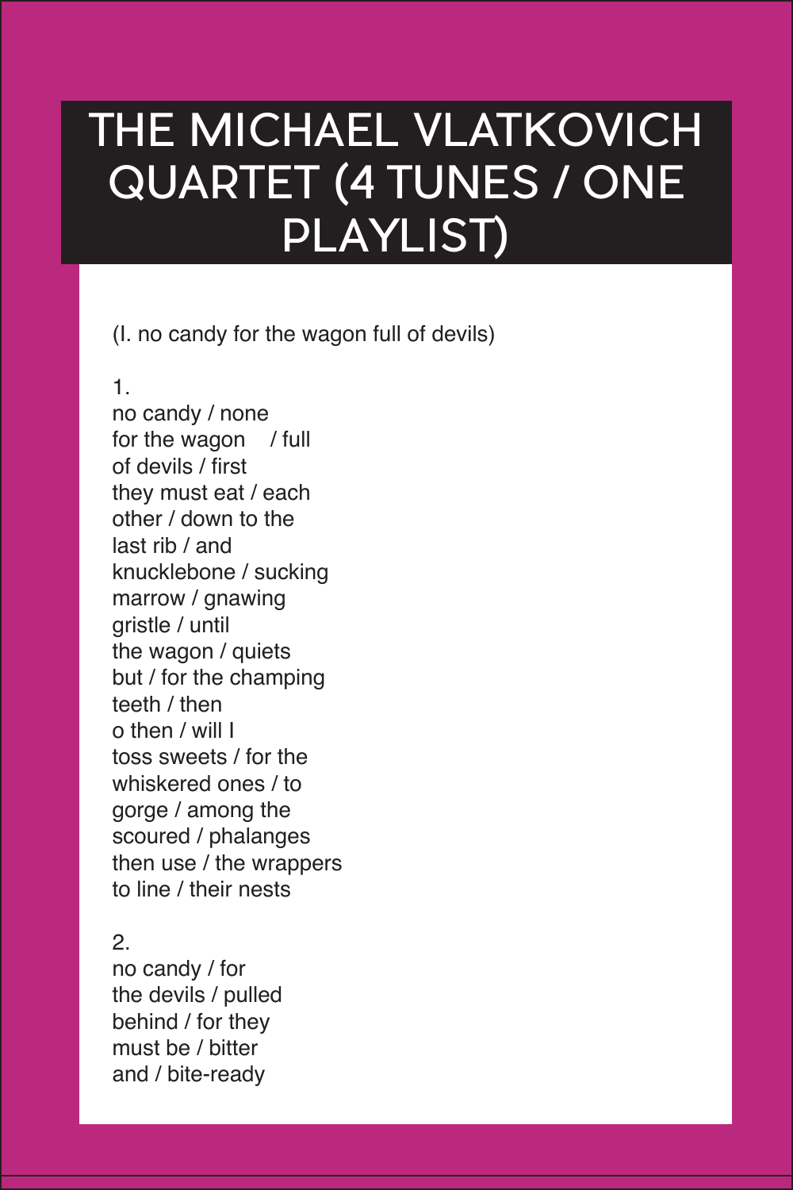# THE MICHAEL VLATKOVICH QUARTET (4 TUNES / ONE PLAYLIST)

(I. no candy for the wagon full of devils)

1.  
no candy / none  
for the wagon / full  
of devils / first  
they must eat / each  
other / down to the  
last rib / and  
knucklebone / sucking  
marrow / gnawing  
gristle / until  
the wagon / quiets  
but / for the champing  
teeth / then  
o then / will I  
toss sweets / for the  
whiskered ones / to  
gorge / among the  
scoured / phalanges  
then use / the wrappers  
to line / their nests

2.  
no candy / for  
the devils / pulled  
behind / for they  
must be / bitter  
and / bite-ready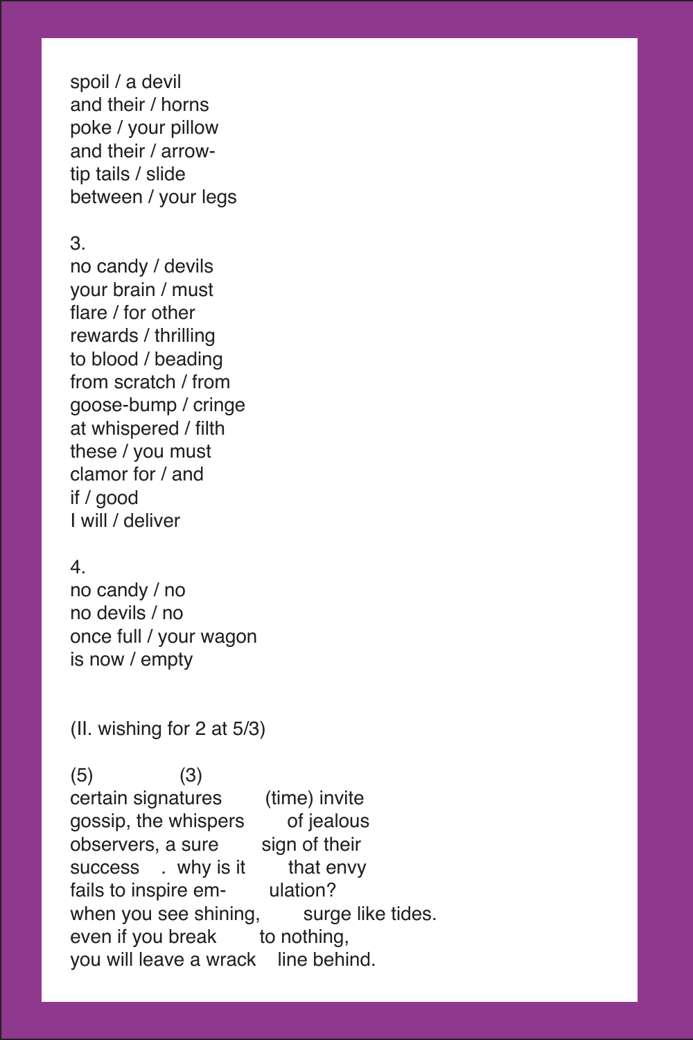spoil / a devil  
and their / horns  
poke / your pillow  
and their / arrow-  
tip tails / slide  
between / your legs

3.  
no candy / devils  
your brain / must  
flare / for other  
rewards / thrilling  
to blood / beading  
from scratch / from  
goose-bump / cringe  
at whispered / filth  
these / you must  
clamor for / and  
if / good  
I will / deliver

4.  
no candy / no  
no devils / no  
once full / your wagon  
is now / empty

(II. wishing for 2 at 5/3)

(5) (3)  
certain signatures (time) invite  
gossip, the whispers of jealous  
observers, a sure sign of their  
success . why is it that envy  
fails to inspire em- ulation?  
when you see shining, surge like tides.  
even if you break to nothing,  
you will leave a wrack line behind.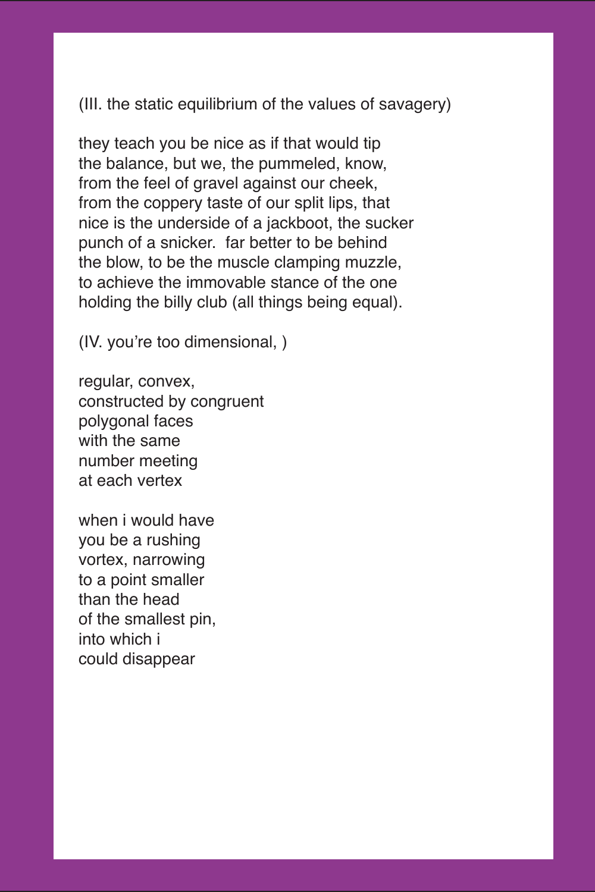(III. the static equilibrium of the values of savagery)

they teach you be nice as if that would tip  
the balance, but we, the pummeled, know,  
from the feel of gravel against our cheek,  
from the coppery taste of our split lips, that  
nice is the underside of a jackboot, the sucker  
punch of a snicker.  far better to be behind  
the blow, to be the muscle clamping muzzle,  
to achieve the immovable stance of the one  
holding the billy club (all things being equal).

(IV. you're too dimensional, )

regular, convex,  
constructed by congruent  
polygonal faces  
with the same  
number meeting  
at each vertex

when i would have  
you be a rushing  
vortex, narrowing  
to a point smaller  
than the head  
of the smallest pin,  
into which i  
could disappear